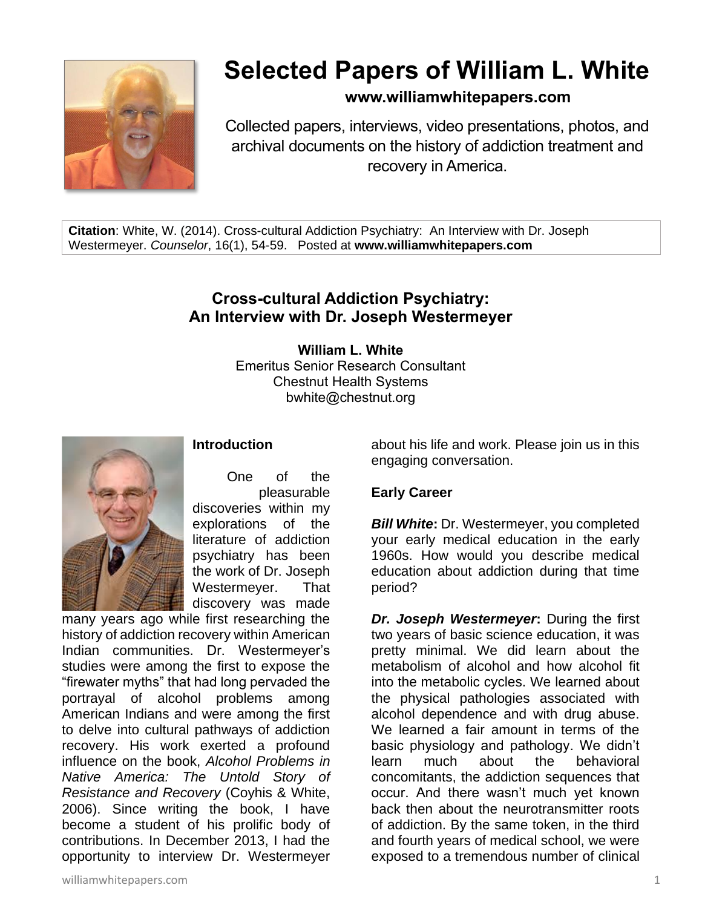# Selected Papers of William L. White

**www.williamwhitepapers.com**

Collected papers, interviews, video presentations, photos, and archival documents on the history of addiction treatment and recovery in America.

**Citation**: White, W. (2014). Cross-cultural Addiction Psychiatry: An Interview with Dr. Joseph Westermeyer. *Counselor*, 16(1), 54-59. Posted at **www.williamwhitepapers.com**

## Cross-cultural Addiction Psychiatry: An Interview with Dr. Joseph Westermeyer

**William L. White**
Emeritus Senior Research Consultant
Chestnut Health Systems
bwhite@chestnut.org

### Introduction

One of the pleasurable discoveries within my explorations of the literature of addiction psychiatry has been the work of Dr. Joseph Westermeyer. That discovery was made many years ago while first researching the history of addiction recovery within American Indian communities. Dr. Westermeyer's studies were among the first to expose the "firewater myths" that had long pervaded the portrayal of alcohol problems among American Indians and were among the first to delve into cultural pathways of addiction recovery. His work exerted a profound influence on the book, *Alcohol Problems in Native America: The Untold Story of Resistance and Recovery* (Coyhis & White, 2006). Since writing the book, I have become a student of his prolific body of contributions. In December 2013, I had the opportunity to interview Dr. Westermeyer about his life and work. Please join us in this engaging conversation.

### Early Career

***Bill White*:** Dr. Westermeyer, you completed your early medical education in the early 1960s. How would you describe medical education about addiction during that time period?

***Dr. Joseph Westermeyer*:** During the first two years of basic science education, it was pretty minimal. We did learn about the metabolism of alcohol and how alcohol fit into the metabolic cycles. We learned about the physical pathologies associated with alcohol dependence and with drug abuse. We learned a fair amount in terms of the basic physiology and pathology. We didn't learn much about the behavioral concomitants, the addiction sequences that occur. And there wasn't much yet known back then about the neurotransmitter roots of addiction. By the same token, in the third and fourth years of medical school, we were exposed to a tremendous number of clinical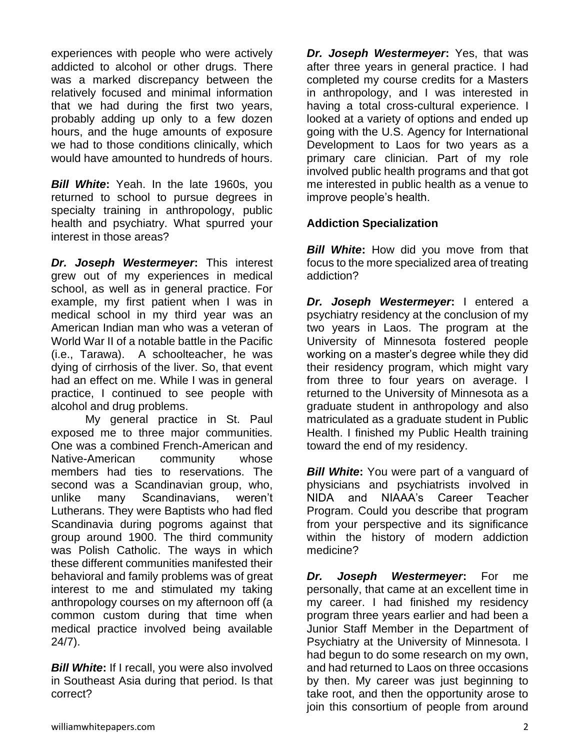experiences with people who were actively addicted to alcohol or other drugs. There was a marked discrepancy between the relatively focused and minimal information that we had during the first two years, probably adding up only to a few dozen hours, and the huge amounts of exposure we had to those conditions clinically, which would have amounted to hundreds of hours.

***Bill White*:** Yeah. In the late 1960s, you returned to school to pursue degrees in specialty training in anthropology, public health and psychiatry. What spurred your interest in those areas?

***Dr. Joseph Westermeyer*:** This interest grew out of my experiences in medical school, as well as in general practice. For example, my first patient when I was in medical school in my third year was an American Indian man who was a veteran of World War II of a notable battle in the Pacific (i.e., Tarawa). A schoolteacher, he was dying of cirrhosis of the liver. So, that event had an effect on me. While I was in general practice, I continued to see people with alcohol and drug problems.

My general practice in St. Paul exposed me to three major communities. One was a combined French-American and Native-American community whose members had ties to reservations. The second was a Scandinavian group, who, unlike many Scandinavians, weren't Lutherans. They were Baptists who had fled Scandinavia during pogroms against that group around 1900. The third community was Polish Catholic. The ways in which these different communities manifested their behavioral and family problems was of great interest to me and stimulated my taking anthropology courses on my afternoon off (a common custom during that time when medical practice involved being available 24/7).

***Bill White*:** If I recall, you were also involved in Southeast Asia during that period. Is that correct?

***Dr. Joseph Westermeyer*:** Yes, that was after three years in general practice. I had completed my course credits for a Masters in anthropology, and I was interested in having a total cross-cultural experience. I looked at a variety of options and ended up going with the U.S. Agency for International Development to Laos for two years as a primary care clinician. Part of my role involved public health programs and that got me interested in public health as a venue to improve people's health.

**Addiction Specialization**

***Bill White*:** How did you move from that focus to the more specialized area of treating addiction?

***Dr. Joseph Westermeyer*:** I entered a psychiatry residency at the conclusion of my two years in Laos. The program at the University of Minnesota fostered people working on a master's degree while they did their residency program, which might vary from three to four years on average. I returned to the University of Minnesota as a graduate student in anthropology and also matriculated as a graduate student in Public Health. I finished my Public Health training toward the end of my residency.

***Bill White*:** You were part of a vanguard of physicians and psychiatrists involved in NIDA and NIAAA's Career Teacher Program. Could you describe that program from your perspective and its significance within the history of modern addiction medicine?

***Dr. Joseph Westermeyer*:** For me personally, that came at an excellent time in my career. I had finished my residency program three years earlier and had been a Junior Staff Member in the Department of Psychiatry at the University of Minnesota. I had begun to do some research on my own, and had returned to Laos on three occasions by then. My career was just beginning to take root, and then the opportunity arose to join this consortium of people from around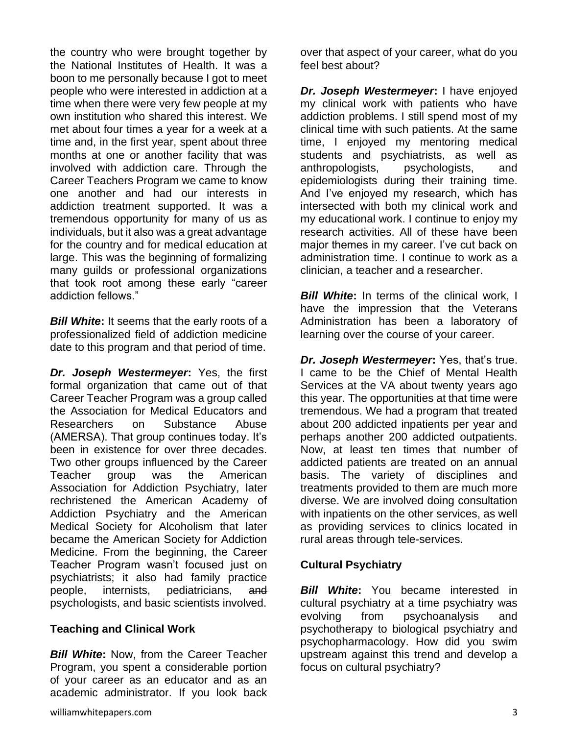the country who were brought together by the National Institutes of Health. It was a boon to me personally because I got to meet people who were interested in addiction at a time when there were very few people at my own institution who shared this interest. We met about four times a year for a week at a time and, in the first year, spent about three months at one or another facility that was involved with addiction care. Through the Career Teachers Program we came to know one another and had our interests in addiction treatment supported. It was a tremendous opportunity for many of us as individuals, but it also was a great advantage for the country and for medical education at large. This was the beginning of formalizing many guilds or professional organizations that took root among these early "career addiction fellows."

***Bill White*:** It seems that the early roots of a professionalized field of addiction medicine date to this program and that period of time.

***Dr. Joseph Westermeyer*:** Yes, the first formal organization that came out of that Career Teacher Program was a group called the Association for Medical Educators and Researchers on Substance Abuse (AMERSA). That group continues today. It's been in existence for over three decades. Two other groups influenced by the Career Teacher group was the American Association for Addiction Psychiatry, later rechristened the American Academy of Addiction Psychiatry and the American Medical Society for Alcoholism that later became the American Society for Addiction Medicine. From the beginning, the Career Teacher Program wasn't focused just on psychiatrists; it also had family practice people, internists, pediatricians, ~~and~~ psychologists, and basic scientists involved.

## Teaching and Clinical Work

***Bill White*:** Now, from the Career Teacher Program, you spent a considerable portion of your career as an educator and as an academic administrator. If you look back over that aspect of your career, what do you feel best about?

***Dr. Joseph Westermeyer*:** I have enjoyed my clinical work with patients who have addiction problems. I still spend most of my clinical time with such patients. At the same time, I enjoyed my mentoring medical students and psychiatrists, as well as anthropologists, psychologists, and epidemiologists during their training time. And I've enjoyed my research, which has intersected with both my clinical work and my educational work. I continue to enjoy my research activities. All of these have been major themes in my career. I've cut back on administration time. I continue to work as a clinician, a teacher and a researcher.

***Bill White*:** In terms of the clinical work, I have the impression that the Veterans Administration has been a laboratory of learning over the course of your career.

***Dr. Joseph Westermeyer*:** Yes, that's true. I came to be the Chief of Mental Health Services at the VA about twenty years ago this year. The opportunities at that time were tremendous. We had a program that treated about 200 addicted inpatients per year and perhaps another 200 addicted outpatients. Now, at least ten times that number of addicted patients are treated on an annual basis. The variety of disciplines and treatments provided to them are much more diverse. We are involved doing consultation with inpatients on the other services, as well as providing services to clinics located in rural areas through tele-services.

## Cultural Psychiatry

***Bill White*:** You became interested in cultural psychiatry at a time psychiatry was evolving from psychoanalysis and psychotherapy to biological psychiatry and psychopharmacology. How did you swim upstream against this trend and develop a focus on cultural psychiatry?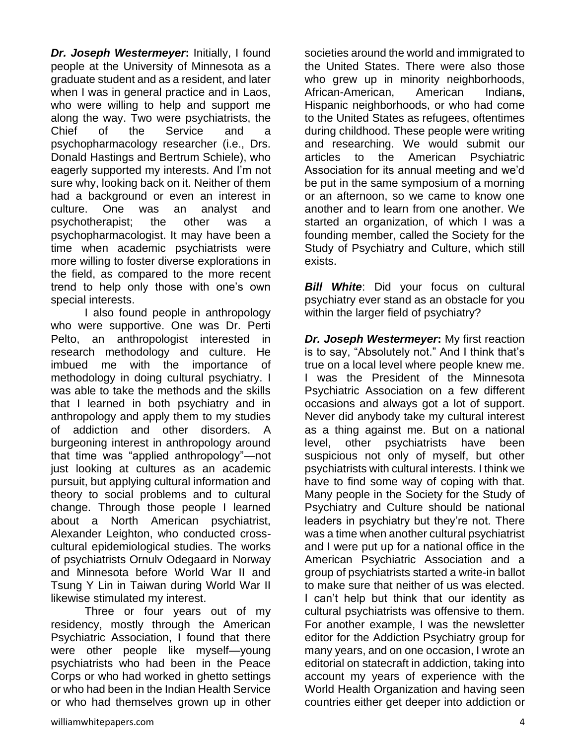***Dr. Joseph Westermeyer*:** Initially, I found people at the University of Minnesota as a graduate student and as a resident, and later when I was in general practice and in Laos, who were willing to help and support me along the way. Two were psychiatrists, the Chief of the Service and a psychopharmacology researcher (i.e., Drs. Donald Hastings and Bertrum Schiele), who eagerly supported my interests. And I'm not sure why, looking back on it. Neither of them had a background or even an interest in culture. One was an analyst and psychotherapist; the other was a psychopharmacologist. It may have been a time when academic psychiatrists were more willing to foster diverse explorations in the field, as compared to the more recent trend to help only those with one's own special interests.

I also found people in anthropology who were supportive. One was Dr. Perti Pelto, an anthropologist interested in research methodology and culture. He imbued me with the importance of methodology in doing cultural psychiatry. I was able to take the methods and the skills that I learned in both psychiatry and in anthropology and apply them to my studies of addiction and other disorders. A burgeoning interest in anthropology around that time was "applied anthropology"—not just looking at cultures as an academic pursuit, but applying cultural information and theory to social problems and to cultural change. Through those people I learned about a North American psychiatrist, Alexander Leighton, who conducted cross-cultural epidemiological studies. The works of psychiatrists Ornulv Odegaard in Norway and Minnesota before World War II and Tsung Y Lin in Taiwan during World War II likewise stimulated my interest.

Three or four years out of my residency, mostly through the American Psychiatric Association, I found that there were other people like myself—young psychiatrists who had been in the Peace Corps or who had worked in ghetto settings or who had been in the Indian Health Service or who had themselves grown up in other societies around the world and immigrated to the United States. There were also those who grew up in minority neighborhoods, African-American, American Indians, Hispanic neighborhoods, or who had come to the United States as refugees, oftentimes during childhood. These people were writing and researching. We would submit our articles to the American Psychiatric Association for its annual meeting and we'd be put in the same symposium of a morning or an afternoon, so we came to know one another and to learn from one another. We started an organization, of which I was a founding member, called the Society for the Study of Psychiatry and Culture, which still exists.

***Bill White***: Did your focus on cultural psychiatry ever stand as an obstacle for you within the larger field of psychiatry?

***Dr. Joseph Westermeyer*:** My first reaction is to say, "Absolutely not." And I think that's true on a local level where people knew me. I was the President of the Minnesota Psychiatric Association on a few different occasions and always got a lot of support. Never did anybody take my cultural interest as a thing against me. But on a national level, other psychiatrists have been suspicious not only of myself, but other psychiatrists with cultural interests. I think we have to find some way of coping with that. Many people in the Society for the Study of Psychiatry and Culture should be national leaders in psychiatry but they're not. There was a time when another cultural psychiatrist and I were put up for a national office in the American Psychiatric Association and a group of psychiatrists started a write-in ballot to make sure that neither of us was elected. I can't help but think that our identity as cultural psychiatrists was offensive to them. For another example, I was the newsletter editor for the Addiction Psychiatry group for many years, and on one occasion, I wrote an editorial on statecraft in addiction, taking into account my years of experience with the World Health Organization and having seen countries either get deeper into addiction or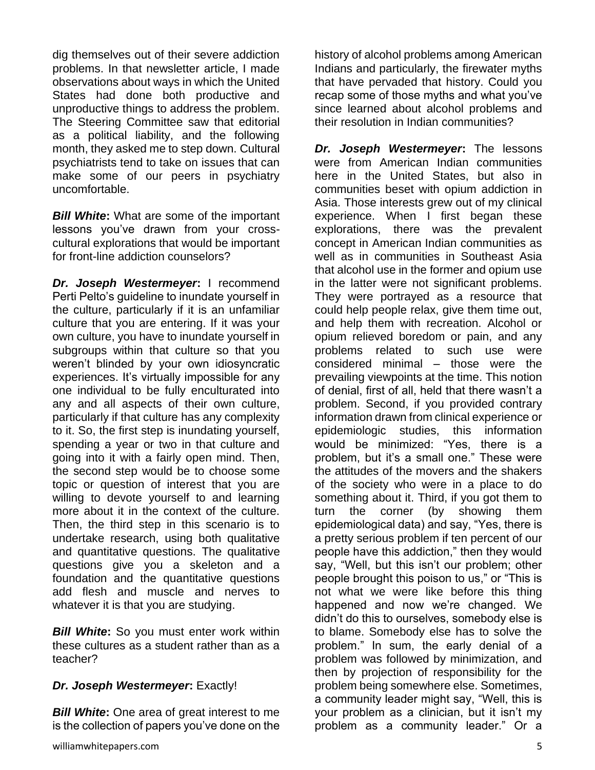dig themselves out of their severe addiction problems. In that newsletter article, I made observations about ways in which the United States had done both productive and unproductive things to address the problem. The Steering Committee saw that editorial as a political liability, and the following month, they asked me to step down. Cultural psychiatrists tend to take on issues that can make some of our peers in psychiatry uncomfortable.

***Bill White*:** What are some of the important lessons you've drawn from your cross-cultural explorations that would be important for front-line addiction counselors?

***Dr. Joseph Westermeyer*:** I recommend Perti Pelto's guideline to inundate yourself in the culture, particularly if it is an unfamiliar culture that you are entering. If it was your own culture, you have to inundate yourself in subgroups within that culture so that you weren't blinded by your own idiosyncratic experiences. It's virtually impossible for any one individual to be fully enculturated into any and all aspects of their own culture, particularly if that culture has any complexity to it. So, the first step is inundating yourself, spending a year or two in that culture and going into it with a fairly open mind. Then, the second step would be to choose some topic or question of interest that you are willing to devote yourself to and learning more about it in the context of the culture. Then, the third step in this scenario is to undertake research, using both qualitative and quantitative questions. The qualitative questions give you a skeleton and a foundation and the quantitative questions add flesh and muscle and nerves to whatever it is that you are studying.

***Bill White*:** So you must enter work within these cultures as a student rather than as a teacher?

***Dr. Joseph Westermeyer*:** Exactly!

***Bill White*:** One area of great interest to me is the collection of papers you've done on the history of alcohol problems among American Indians and particularly, the firewater myths that have pervaded that history. Could you recap some of those myths and what you've since learned about alcohol problems and their resolution in Indian communities?

***Dr. Joseph Westermeyer*:** The lessons were from American Indian communities here in the United States, but also in communities beset with opium addiction in Asia. Those interests grew out of my clinical experience. When I first began these explorations, there was the prevalent concept in American Indian communities as well as in communities in Southeast Asia that alcohol use in the former and opium use in the latter were not significant problems. They were portrayed as a resource that could help people relax, give them time out, and help them with recreation. Alcohol or opium relieved boredom or pain, and any problems related to such use were considered minimal – those were the prevailing viewpoints at the time. This notion of denial, first of all, held that there wasn't a problem. Second, if you provided contrary information drawn from clinical experience or epidemiologic studies, this information would be minimized: "Yes, there is a problem, but it's a small one." These were the attitudes of the movers and the shakers of the society who were in a place to do something about it. Third, if you got them to turn the corner (by showing them epidemiological data) and say, "Yes, there is a pretty serious problem if ten percent of our people have this addiction," then they would say, "Well, but this isn't our problem; other people brought this poison to us," or "This is not what we were like before this thing happened and now we're changed. We didn't do this to ourselves, somebody else is to blame. Somebody else has to solve the problem." In sum, the early denial of a problem was followed by minimization, and then by projection of responsibility for the problem being somewhere else. Sometimes, a community leader might say, "Well, this is your problem as a clinician, but it isn't my problem as a community leader." Or a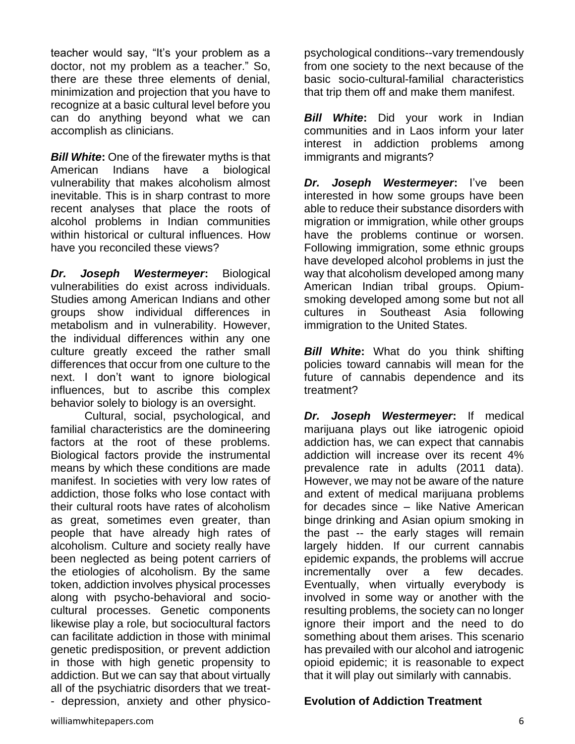teacher would say, "It's your problem as a doctor, not my problem as a teacher." So, there are these three elements of denial, minimization and projection that you have to recognize at a basic cultural level before you can do anything beyond what we can accomplish as clinicians.

***Bill White*:** One of the firewater myths is that American Indians have a biological vulnerability that makes alcoholism almost inevitable. This is in sharp contrast to more recent analyses that place the roots of alcohol problems in Indian communities within historical or cultural influences. How have you reconciled these views?

***Dr. Joseph Westermeyer*:** Biological vulnerabilities do exist across individuals. Studies among American Indians and other groups show individual differences in metabolism and in vulnerability. However, the individual differences within any one culture greatly exceed the rather small differences that occur from one culture to the next. I don't want to ignore biological influences, but to ascribe this complex behavior solely to biology is an oversight.

Cultural, social, psychological, and familial characteristics are the domineering factors at the root of these problems. Biological factors provide the instrumental means by which these conditions are made manifest. In societies with very low rates of addiction, those folks who lose contact with their cultural roots have rates of alcoholism as great, sometimes even greater, than people that have already high rates of alcoholism. Culture and society really have been neglected as being potent carriers of the etiologies of alcoholism. By the same token, addiction involves physical processes along with psycho-behavioral and socio-cultural processes. Genetic components likewise play a role, but sociocultural factors can facilitate addiction in those with minimal genetic predisposition, or prevent addiction in those with high genetic propensity to addiction. But we can say that about virtually all of the psychiatric disorders that we treat--depression, anxiety and other physico-psychological conditions--vary tremendously from one society to the next because of the basic socio-cultural-familial characteristics that trip them off and make them manifest.

***Bill White*:** Did your work in Indian communities and in Laos inform your later interest in addiction problems among immigrants and migrants?

***Dr. Joseph Westermeyer*:** I've been interested in how some groups have been able to reduce their substance disorders with migration or immigration, while other groups have the problems continue or worsen. Following immigration, some ethnic groups have developed alcohol problems in just the way that alcoholism developed among many American Indian tribal groups. Opium-smoking developed among some but not all cultures in Southeast Asia following immigration to the United States.

***Bill White*:** What do you think shifting policies toward cannabis will mean for the future of cannabis dependence and its treatment?

***Dr. Joseph Westermeyer*:** If medical marijuana plays out like iatrogenic opioid addiction has, we can expect that cannabis addiction will increase over its recent 4% prevalence rate in adults (2011 data). However, we may not be aware of the nature and extent of medical marijuana problems for decades since – like Native American binge drinking and Asian opium smoking in the past -- the early stages will remain largely hidden. If our current cannabis epidemic expands, the problems will accrue incrementally over a few decades. Eventually, when virtually everybody is involved in some way or another with the resulting problems, the society can no longer ignore their import and the need to do something about them arises. This scenario has prevailed with our alcohol and iatrogenic opioid epidemic; it is reasonable to expect that it will play out similarly with cannabis.

## Evolution of Addiction Treatment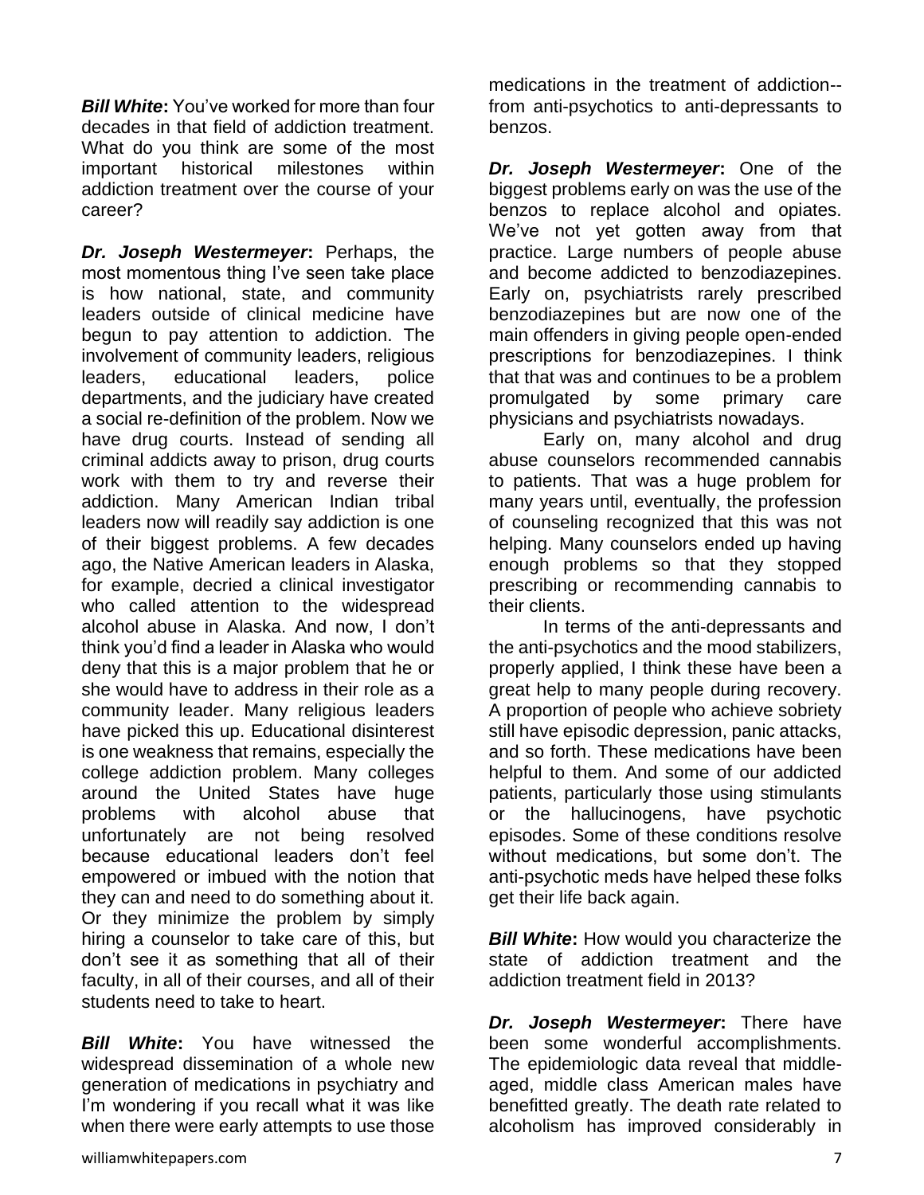***Bill White*:** You've worked for more than four decades in that field of addiction treatment. What do you think are some of the most important historical milestones within addiction treatment over the course of your career?

***Dr. Joseph Westermeyer*:** Perhaps, the most momentous thing I've seen take place is how national, state, and community leaders outside of clinical medicine have begun to pay attention to addiction. The involvement of community leaders, religious leaders, educational leaders, police departments, and the judiciary have created a social re-definition of the problem. Now we have drug courts. Instead of sending all criminal addicts away to prison, drug courts work with them to try and reverse their addiction. Many American Indian tribal leaders now will readily say addiction is one of their biggest problems. A few decades ago, the Native American leaders in Alaska, for example, decried a clinical investigator who called attention to the widespread alcohol abuse in Alaska. And now, I don't think you'd find a leader in Alaska who would deny that this is a major problem that he or she would have to address in their role as a community leader. Many religious leaders have picked this up. Educational disinterest is one weakness that remains, especially the college addiction problem. Many colleges around the United States have huge problems with alcohol abuse that unfortunately are not being resolved because educational leaders don't feel empowered or imbued with the notion that they can and need to do something about it. Or they minimize the problem by simply hiring a counselor to take care of this, but don't see it as something that all of their faculty, in all of their courses, and all of their students need to take to heart.

***Bill White*:** You have witnessed the widespread dissemination of a whole new generation of medications in psychiatry and I'm wondering if you recall what it was like when there were early attempts to use those medications in the treatment of addiction--from anti-psychotics to anti-depressants to benzos.

***Dr. Joseph Westermeyer*:** One of the biggest problems early on was the use of the benzos to replace alcohol and opiates. We've not yet gotten away from that practice. Large numbers of people abuse and become addicted to benzodiazepines. Early on, psychiatrists rarely prescribed benzodiazepines but are now one of the main offenders in giving people open-ended prescriptions for benzodiazepines. I think that that was and continues to be a problem promulgated by some primary care physicians and psychiatrists nowadays.

Early on, many alcohol and drug abuse counselors recommended cannabis to patients. That was a huge problem for many years until, eventually, the profession of counseling recognized that this was not helping. Many counselors ended up having enough problems so that they stopped prescribing or recommending cannabis to their clients.

In terms of the anti-depressants and the anti-psychotics and the mood stabilizers, properly applied, I think these have been a great help to many people during recovery. A proportion of people who achieve sobriety still have episodic depression, panic attacks, and so forth. These medications have been helpful to them. And some of our addicted patients, particularly those using stimulants or the hallucinogens, have psychotic episodes. Some of these conditions resolve without medications, but some don't. The anti-psychotic meds have helped these folks get their life back again.

***Bill White*:** How would you characterize the state of addiction treatment and the addiction treatment field in 2013?

***Dr. Joseph Westermeyer*:** There have been some wonderful accomplishments. The epidemiologic data reveal that middle-aged, middle class American males have benefitted greatly. The death rate related to alcoholism has improved considerably in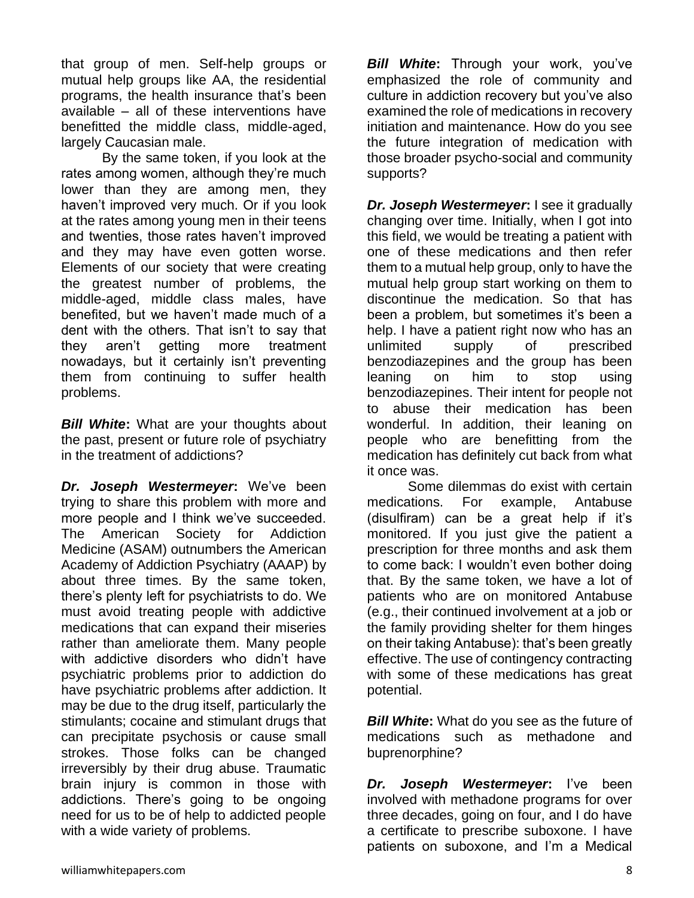that group of men. Self-help groups or mutual help groups like AA, the residential programs, the health insurance that's been available – all of these interventions have benefitted the middle class, middle-aged, largely Caucasian male.

By the same token, if you look at the rates among women, although they're much lower than they are among men, they haven't improved very much. Or if you look at the rates among young men in their teens and twenties, those rates haven't improved and they may have even gotten worse. Elements of our society that were creating the greatest number of problems, the middle-aged, middle class males, have benefited, but we haven't made much of a dent with the others. That isn't to say that they aren't getting more treatment nowadays, but it certainly isn't preventing them from continuing to suffer health problems.

***Bill White*:** What are your thoughts about the past, present or future role of psychiatry in the treatment of addictions?

***Dr. Joseph Westermeyer*:** We've been trying to share this problem with more and more people and I think we've succeeded. The American Society for Addiction Medicine (ASAM) outnumbers the American Academy of Addiction Psychiatry (AAAP) by about three times. By the same token, there's plenty left for psychiatrists to do. We must avoid treating people with addictive medications that can expand their miseries rather than ameliorate them. Many people with addictive disorders who didn't have psychiatric problems prior to addiction do have psychiatric problems after addiction. It may be due to the drug itself, particularly the stimulants; cocaine and stimulant drugs that can precipitate psychosis or cause small strokes. Those folks can be changed irreversibly by their drug abuse. Traumatic brain injury is common in those with addictions. There's going to be ongoing need for us to be of help to addicted people with a wide variety of problems.

***Bill White*:** Through your work, you've emphasized the role of community and culture in addiction recovery but you've also examined the role of medications in recovery initiation and maintenance. How do you see the future integration of medication with those broader psycho-social and community supports?

***Dr. Joseph Westermeyer*:** I see it gradually changing over time. Initially, when I got into this field, we would be treating a patient with one of these medications and then refer them to a mutual help group, only to have the mutual help group start working on them to discontinue the medication. So that has been a problem, but sometimes it's been a help. I have a patient right now who has an unlimited supply of prescribed benzodiazepines and the group has been leaning on him to stop using benzodiazepines. Their intent for people not to abuse their medication has been wonderful. In addition, their leaning on people who are benefitting from the medication has definitely cut back from what it once was.

Some dilemmas do exist with certain medications. For example, Antabuse (disulfiram) can be a great help if it's monitored. If you just give the patient a prescription for three months and ask them to come back: I wouldn't even bother doing that. By the same token, we have a lot of patients who are on monitored Antabuse (e.g., their continued involvement at a job or the family providing shelter for them hinges on their taking Antabuse): that's been greatly effective. The use of contingency contracting with some of these medications has great potential.

***Bill White*:** What do you see as the future of medications such as methadone and buprenorphine?

***Dr. Joseph Westermeyer*:** I've been involved with methadone programs for over three decades, going on four, and I do have a certificate to prescribe suboxone. I have patients on suboxone, and I'm a Medical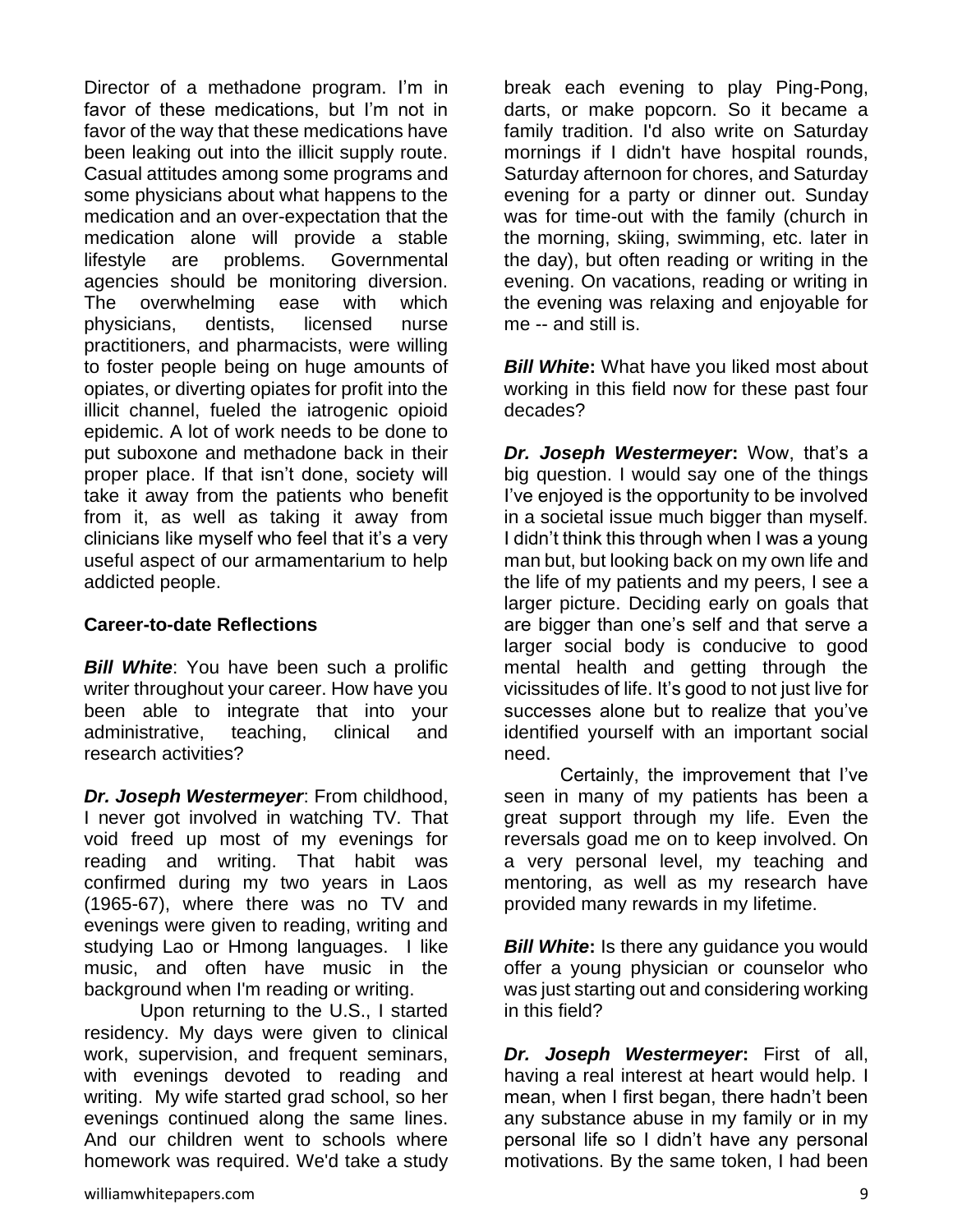Director of a methadone program. I'm in favor of these medications, but I'm not in favor of the way that these medications have been leaking out into the illicit supply route. Casual attitudes among some programs and some physicians about what happens to the medication and an over-expectation that the medication alone will provide a stable lifestyle are problems. Governmental agencies should be monitoring diversion. The overwhelming ease with which physicians, dentists, licensed nurse practitioners, and pharmacists, were willing to foster people being on huge amounts of opiates, or diverting opiates for profit into the illicit channel, fueled the iatrogenic opioid epidemic. A lot of work needs to be done to put suboxone and methadone back in their proper place. If that isn't done, society will take it away from the patients who benefit from it, as well as taking it away from clinicians like myself who feel that it's a very useful aspect of our armamentarium to help addicted people.

**Career-to-date Reflections**

***Bill White***: You have been such a prolific writer throughout your career. How have you been able to integrate that into your administrative, teaching, clinical and research activities?

***Dr. Joseph Westermeyer***: From childhood, I never got involved in watching TV. That void freed up most of my evenings for reading and writing. That habit was confirmed during my two years in Laos (1965-67), where there was no TV and evenings were given to reading, writing and studying Lao or Hmong languages. I like music, and often have music in the background when I'm reading or writing.

Upon returning to the U.S., I started residency. My days were given to clinical work, supervision, and frequent seminars, with evenings devoted to reading and writing. My wife started grad school, so her evenings continued along the same lines. And our children went to schools where homework was required. We'd take a study break each evening to play Ping-Pong, darts, or make popcorn. So it became a family tradition. I'd also write on Saturday mornings if I didn't have hospital rounds, Saturday afternoon for chores, and Saturday evening for a party or dinner out. Sunday was for time-out with the family (church in the morning, skiing, swimming, etc. later in the day), but often reading or writing in the evening. On vacations, reading or writing in the evening was relaxing and enjoyable for me -- and still is.

***Bill White*:** What have you liked most about working in this field now for these past four decades?

***Dr. Joseph Westermeyer*:** Wow, that's a big question. I would say one of the things I've enjoyed is the opportunity to be involved in a societal issue much bigger than myself. I didn't think this through when I was a young man but, but looking back on my own life and the life of my patients and my peers, I see a larger picture. Deciding early on goals that are bigger than one's self and that serve a larger social body is conducive to good mental health and getting through the vicissitudes of life. It's good to not just live for successes alone but to realize that you've identified yourself with an important social need.

Certainly, the improvement that I've seen in many of my patients has been a great support through my life. Even the reversals goad me on to keep involved. On a very personal level, my teaching and mentoring, as well as my research have provided many rewards in my lifetime.

***Bill White*:** Is there any guidance you would offer a young physician or counselor who was just starting out and considering working in this field?

***Dr. Joseph Westermeyer*:** First of all, having a real interest at heart would help. I mean, when I first began, there hadn't been any substance abuse in my family or in my personal life so I didn't have any personal motivations. By the same token, I had been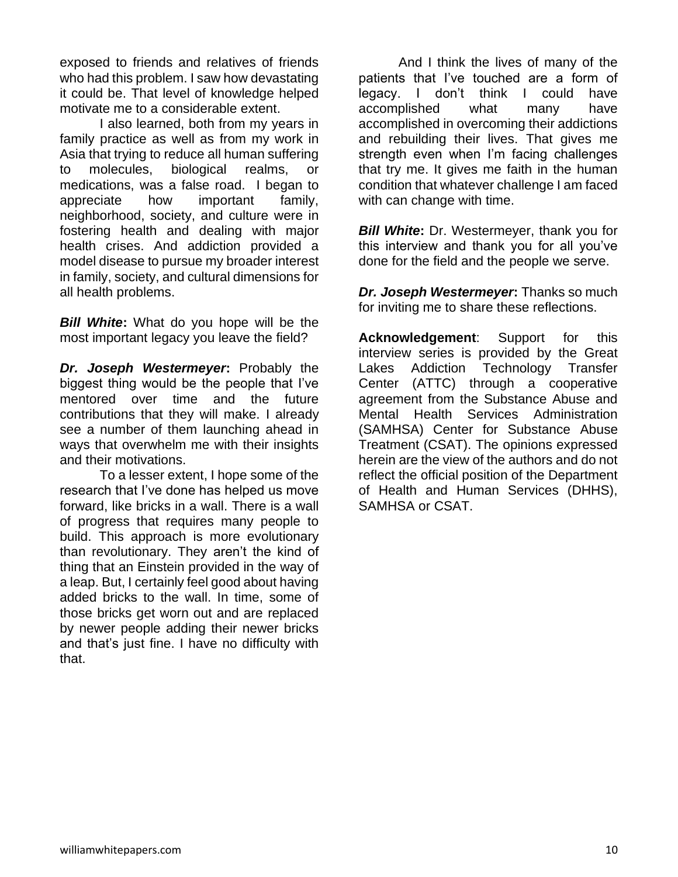exposed to friends and relatives of friends who had this problem. I saw how devastating it could be. That level of knowledge helped motivate me to a considerable extent.

I also learned, both from my years in family practice as well as from my work in Asia that trying to reduce all human suffering to molecules, biological realms, or medications, was a false road. I began to appreciate how important family, neighborhood, society, and culture were in fostering health and dealing with major health crises. And addiction provided a model disease to pursue my broader interest in family, society, and cultural dimensions for all health problems.

***Bill White*:** What do you hope will be the most important legacy you leave the field?

***Dr. Joseph Westermeyer*:** Probably the biggest thing would be the people that I've mentored over time and the future contributions that they will make. I already see a number of them launching ahead in ways that overwhelm me with their insights and their motivations.

To a lesser extent, I hope some of the research that I've done has helped us move forward, like bricks in a wall. There is a wall of progress that requires many people to build. This approach is more evolutionary than revolutionary. They aren't the kind of thing that an Einstein provided in the way of a leap. But, I certainly feel good about having added bricks to the wall. In time, some of those bricks get worn out and are replaced by newer people adding their newer bricks and that's just fine. I have no difficulty with that.

And I think the lives of many of the patients that I've touched are a form of legacy. I don't think I could have accomplished what many have accomplished in overcoming their addictions and rebuilding their lives. That gives me strength even when I'm facing challenges that try me. It gives me faith in the human condition that whatever challenge I am faced with can change with time.

***Bill White*:** Dr. Westermeyer, thank you for this interview and thank you for all you've done for the field and the people we serve.

***Dr. Joseph Westermeyer*:** Thanks so much for inviting me to share these reflections.

**Acknowledgement**: Support for this interview series is provided by the Great Lakes Addiction Technology Transfer Center (ATTC) through a cooperative agreement from the Substance Abuse and Mental Health Services Administration (SAMHSA) Center for Substance Abuse Treatment (CSAT). The opinions expressed herein are the view of the authors and do not reflect the official position of the Department of Health and Human Services (DHHS), SAMHSA or CSAT.